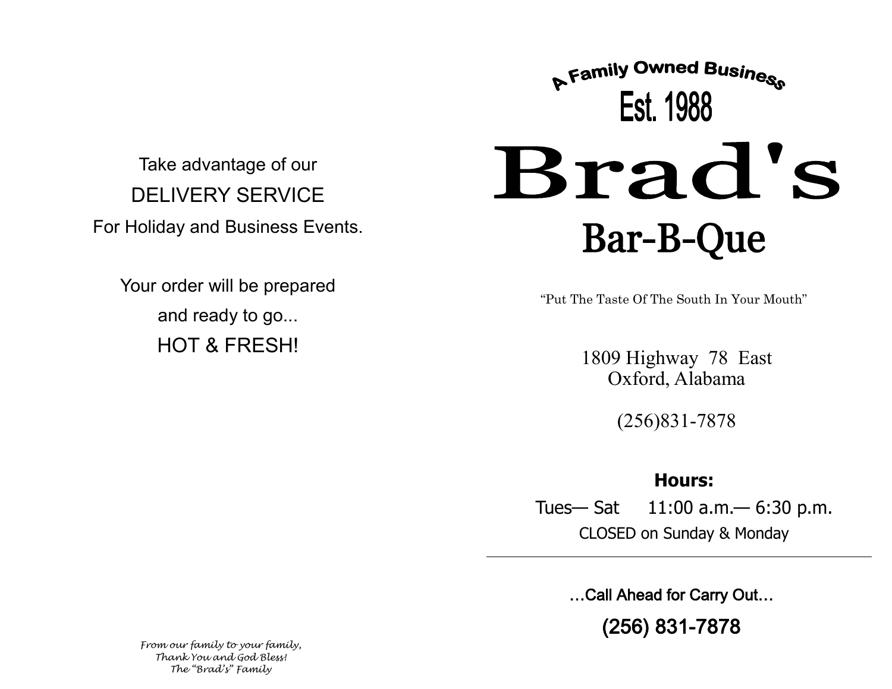Take advantage of our

DELIVERY SERVICE

For Holiday and Business Events.

Your order will be prepared

and ready to go...

HOT & FRESH!

*From our family to your family,*
*Thank You and God Bless!*
*The "Brad's" Family*

A Family Owned Business

Est. 1988

# Brad's

## Bar-B-Que

"Put The Taste Of The South In Your Mouth"

1809 Highway 78 East
Oxford, Alabama

(256)831-7878

**Hours:**

Tues— Sat 11:00 a.m.— 6:30 p.m.

CLOSED on Sunday & Monday

---

…Call Ahead for Carry Out…

(256) 831-7878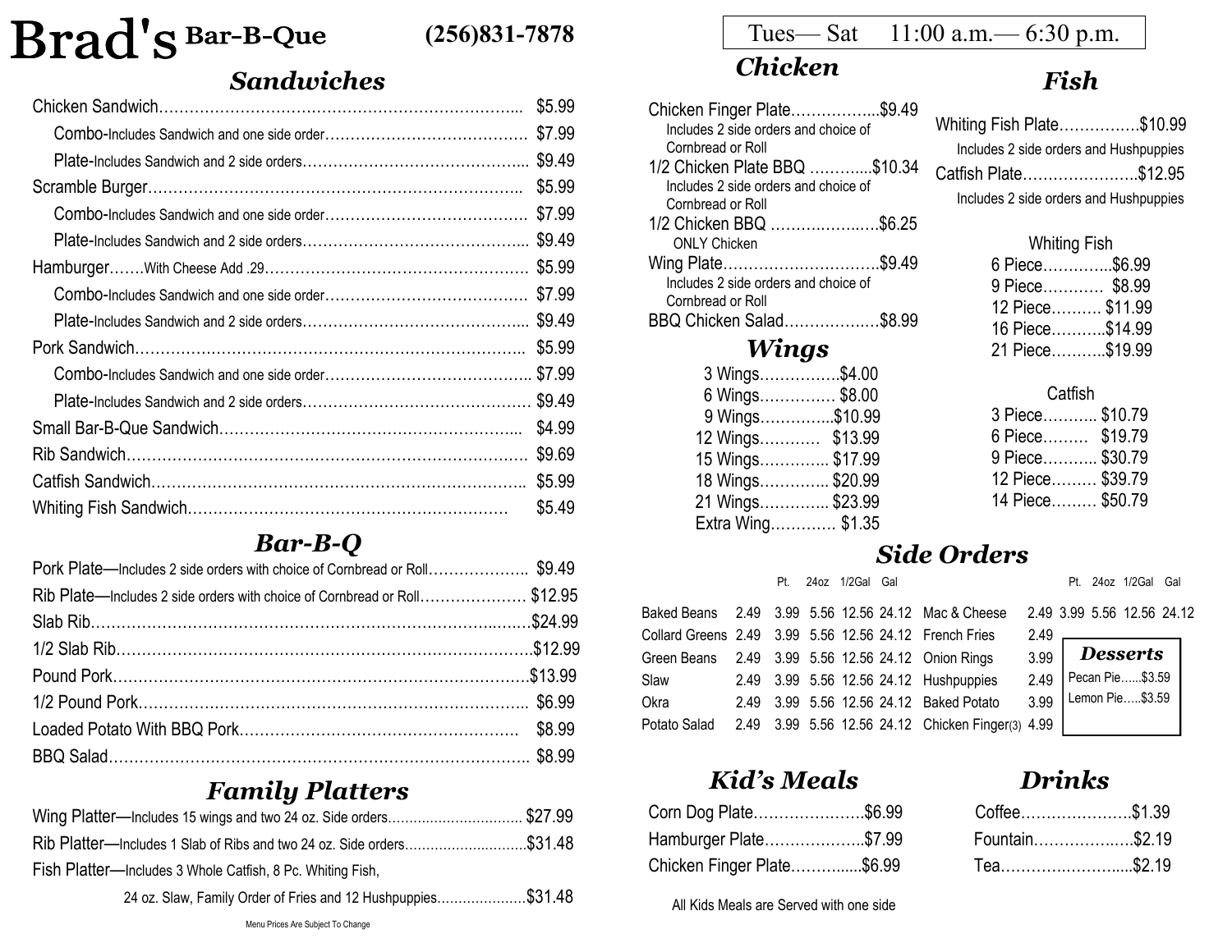# Brad's Bar-B-Que

(256)831-7878

Tues— Sat 11:00 a.m.— 6:30 p.m.

## Sandwiches

| | |
|---|---|
| Chicken Sandwich | $5.99 |
| Combo-Includes Sandwich and one side order | $7.99 |
| Plate-Includes Sandwich and 2 side orders | $9.49 |
| Scramble Burger | $5.99 |
| Combo-Includes Sandwich and one side order | $7.99 |
| Plate-Includes Sandwich and 2 side orders | $9.49 |
| Hamburger.......With Cheese Add .29 | $5.99 |
| Combo-Includes Sandwich and one side order | $7.99 |
| Plate-Includes Sandwich and 2 side orders | $9.49 |
| Pork Sandwich | $5.99 |
| Combo-Includes Sandwich and one side order | $7.99 |
| Plate-Includes Sandwich and 2 side orders | $9.49 |
| Small Bar-B-Que Sandwich | $4.99 |
| Rib Sandwich | $9.69 |
| Catfish Sandwich | $5.99 |
| Whiting Fish Sandwich | $5.49 |

## Bar-B-Q

| | |
|---|---|
| Pork Plate—Includes 2 side orders with choice of Cornbread or Roll | $9.49 |
| Rib Plate—Includes 2 side orders with choice of Cornbread or Roll | $12.95 |
| Slab Rib | $24.99 |
| 1/2 Slab Rib | $12.99 |
| Pound Pork | $13.99 |
| 1/2 Pound Pork | $6.99 |
| Loaded Potato With BBQ Pork | $8.99 |
| BBQ Salad | $8.99 |

## Family Platters

| | |
|---|---|
| Wing Platter—Includes 15 wings and two 24 oz. Side orders | $27.99 |
| Rib Platter—Includes 1 Slab of Ribs and two 24 oz. Side orders | $31.48 |
| Fish Platter—Includes 3 Whole Catfish, 8 Pc. Whiting Fish, 24 oz. Slaw, Family Order of Fries and 12 Hushpuppies | $31.48 |

Menu Prices Are Subject To Change

## Chicken

| | |
|---|---|
| Chicken Finger Plate — Includes 2 side orders and choice of Cornbread or Roll | $9.49 |
| 1/2 Chicken Plate BBQ — Includes 2 side orders and choice of Cornbread or Roll | $10.34 |
| 1/2 Chicken BBQ — ONLY Chicken | $6.25 |
| Wing Plate — Includes 2 side orders and choice of Cornbread or Roll | $9.49 |
| BBQ Chicken Salad | $8.99 |

## Wings

| | |
|---|---|
| 3 Wings | $4.00 |
| 6 Wings | $8.00 |
| 9 Wings | $10.99 |
| 12 Wings | $13.99 |
| 15 Wings | $17.99 |
| 18 Wings | $20.99 |
| 21 Wings | $23.99 |
| Extra Wing | $1.35 |

## Fish

| | |
|---|---|
| Whiting Fish Plate — Includes 2 side orders and Hushpuppies | $10.99 |
| Catfish Plate — Includes 2 side orders and Hushpuppies | $12.95 |

**Whiting Fish**

| | |
|---|---|
| 6 Piece | $6.99 |
| 9 Piece | $8.99 |
| 12 Piece | $11.99 |
| 16 Piece | $14.99 |
| 21 Piece | $19.99 |

**Catfish**

| | |
|---|---|
| 3 Piece | $10.79 |
| 6 Piece | $19.79 |
| 9 Piece | $30.79 |
| 12 Piece | $39.79 |
| 14 Piece | $50.79 |

## Side Orders

| | | Pt. | 24oz | 1/2Gal | Gal |
|---|---|---|---|---|---|
| Baked Beans | 2.49 | 3.99 | 5.56 | 12.56 | 24.12 |
| Collard Greens | 2.49 | 3.99 | 5.56 | 12.56 | 24.12 |
| Green Beans | 2.49 | 3.99 | 5.56 | 12.56 | 24.12 |
| Slaw | 2.49 | 3.99 | 5.56 | 12.56 | 24.12 |
| Okra | 2.49 | 3.99 | 5.56 | 12.56 | 24.12 |
| Potato Salad | 2.49 | 3.99 | 5.56 | 12.56 | 24.12 |
| Mac & Cheese | 2.49 | 3.99 | 5.56 | 12.56 | 24.12 |
| French Fries | 2.49 | | | | |
| Onion Rings | 3.99 | | | | |
| Hushpuppies | 2.49 | | | | |
| Baked Potato | 3.99 | | | | |
| Chicken Finger(3) | 4.99 | | | | |

### Desserts

| | |
|---|---|
| Pecan Pie | $3.59 |
| Lemon Pie | $3.59 |

## Kid's Meals

| | |
|---|---|
| Corn Dog Plate | $6.99 |
| Hamburger Plate | $7.99 |
| Chicken Finger Plate | $6.99 |

All Kids Meals are Served with one side

## Drinks

| | |
|---|---|
| Coffee | $1.39 |
| Fountain | $2.19 |
| Tea | $2.19 |